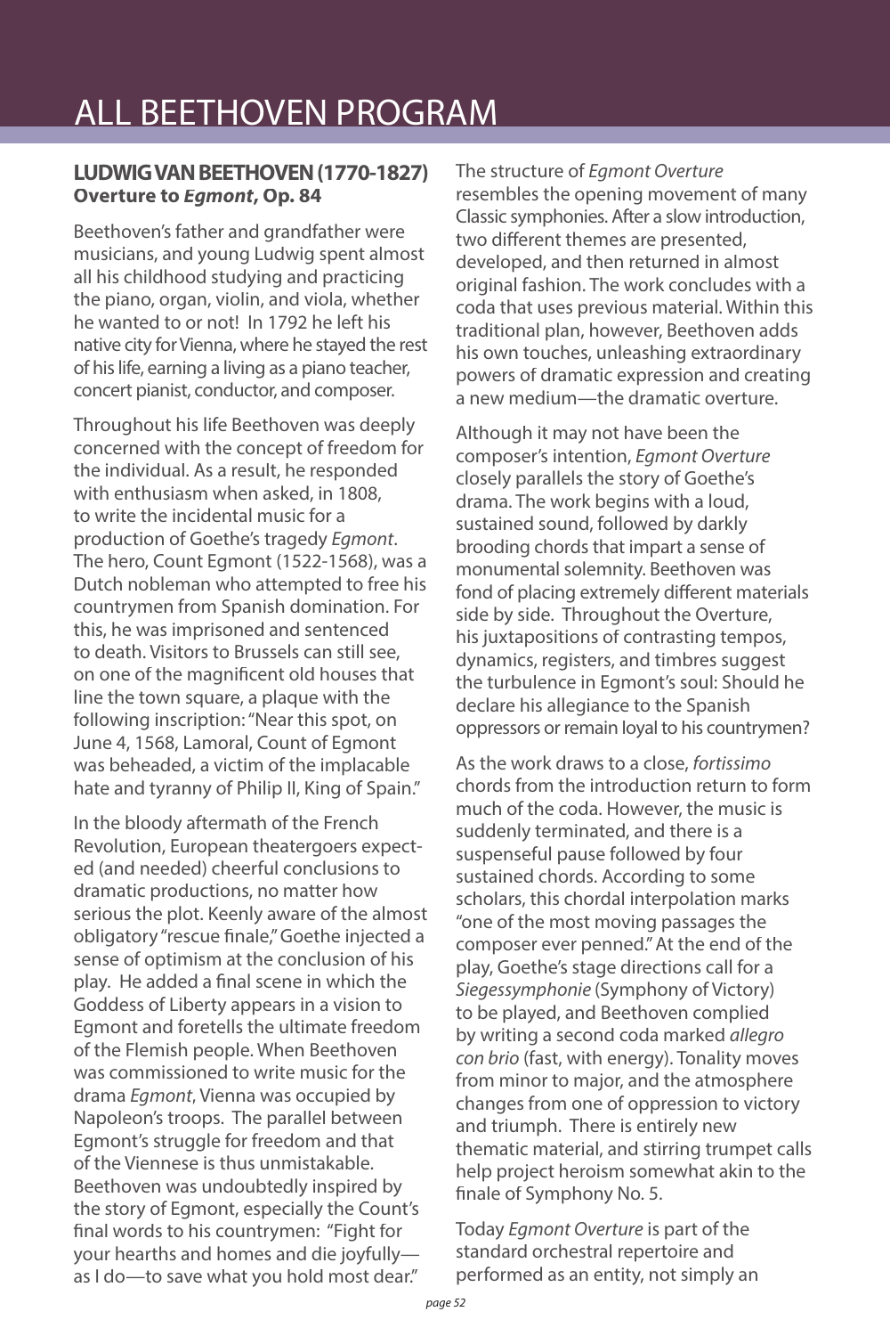# ALL BEETHOVEN PROGRAM

## LUDWIG VAN BEETHOVEN (1770-1827)
**Overture to *Egmont*, Op. 84**

Beethoven's father and grandfather were musicians, and young Ludwig spent almost all his childhood studying and practicing the piano, organ, violin, and viola, whether he wanted to or not! In 1792 he left his native city for Vienna, where he stayed the rest of his life, earning a living as a piano teacher, concert pianist, conductor, and composer.

Throughout his life Beethoven was deeply concerned with the concept of freedom for the individual. As a result, he responded with enthusiasm when asked, in 1808, to write the incidental music for a production of Goethe's tragedy *Egmont*. The hero, Count Egmont (1522-1568), was a Dutch nobleman who attempted to free his countrymen from Spanish domination. For this, he was imprisoned and sentenced to death. Visitors to Brussels can still see, on one of the magnificent old houses that line the town square, a plaque with the following inscription: "Near this spot, on June 4, 1568, Lamoral, Count of Egmont was beheaded, a victim of the implacable hate and tyranny of Philip II, King of Spain."

In the bloody aftermath of the French Revolution, European theatergoers expected (and needed) cheerful conclusions to dramatic productions, no matter how serious the plot. Keenly aware of the almost obligatory "rescue finale," Goethe injected a sense of optimism at the conclusion of his play. He added a final scene in which the Goddess of Liberty appears in a vision to Egmont and foretells the ultimate freedom of the Flemish people. When Beethoven was commissioned to write music for the drama *Egmont*, Vienna was occupied by Napoleon's troops. The parallel between Egmont's struggle for freedom and that of the Viennese is thus unmistakable. Beethoven was undoubtedly inspired by the story of Egmont, especially the Count's final words to his countrymen: "Fight for your hearths and homes and die joyfully—as I do—to save what you hold most dear."

The structure of *Egmont Overture* resembles the opening movement of many Classic symphonies. After a slow introduction, two different themes are presented, developed, and then returned in almost original fashion. The work concludes with a coda that uses previous material. Within this traditional plan, however, Beethoven adds his own touches, unleashing extraordinary powers of dramatic expression and creating a new medium—the dramatic overture.

Although it may not have been the composer's intention, *Egmont Overture* closely parallels the story of Goethe's drama. The work begins with a loud, sustained sound, followed by darkly brooding chords that impart a sense of monumental solemnity. Beethoven was fond of placing extremely different materials side by side. Throughout the Overture, his juxtapositions of contrasting tempos, dynamics, registers, and timbres suggest the turbulence in Egmont's soul: Should he declare his allegiance to the Spanish oppressors or remain loyal to his countrymen?

As the work draws to a close, *fortissimo* chords from the introduction return to form much of the coda. However, the music is suddenly terminated, and there is a suspenseful pause followed by four sustained chords. According to some scholars, this chordal interpolation marks "one of the most moving passages the composer ever penned." At the end of the play, Goethe's stage directions call for a *Siegessymphonie* (Symphony of Victory) to be played, and Beethoven complied by writing a second coda marked *allegro con brio* (fast, with energy). Tonality moves from minor to major, and the atmosphere changes from one of oppression to victory and triumph. There is entirely new thematic material, and stirring trumpet calls help project heroism somewhat akin to the finale of Symphony No. 5.

Today *Egmont Overture* is part of the standard orchestral repertoire and performed as an entity, not simply an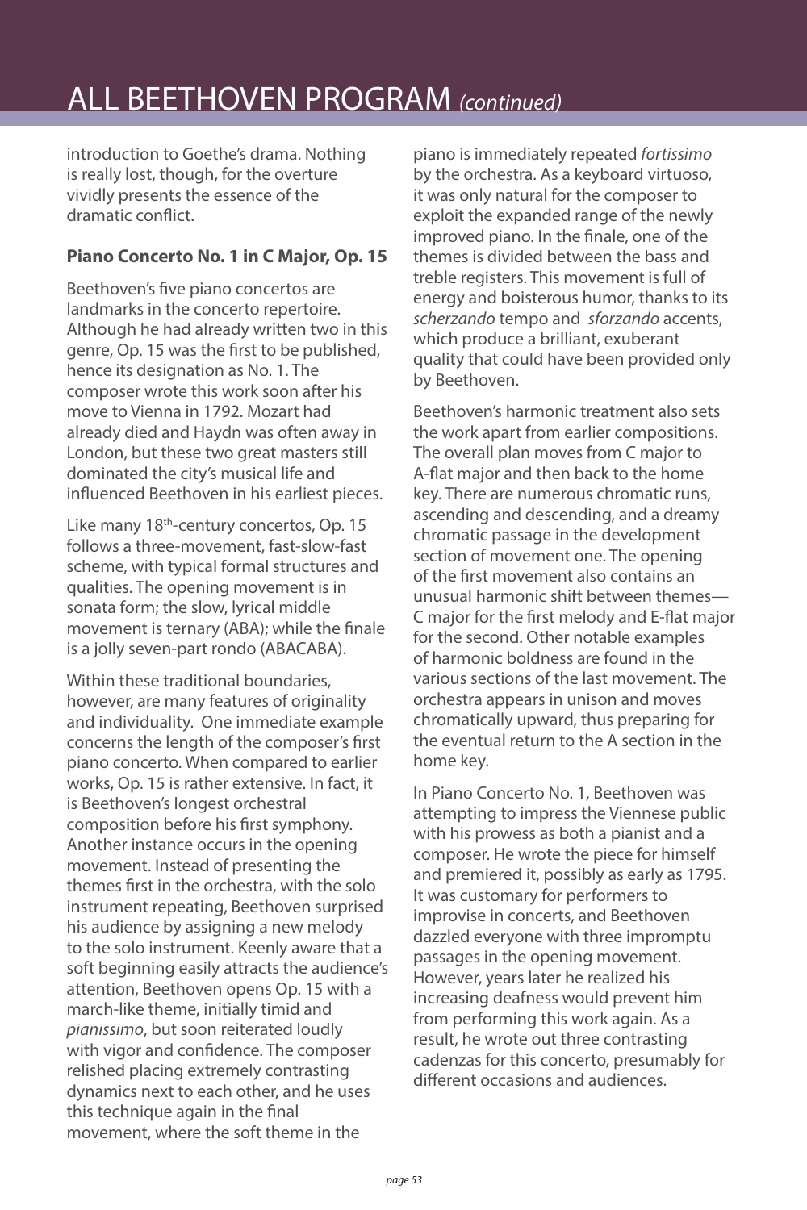# ALL BEETHOVEN PROGRAM *(continued)*

introduction to Goethe's drama. Nothing is really lost, though, for the overture vividly presents the essence of the dramatic conflict.

**Piano Concerto No. 1 in C Major, Op. 15**

Beethoven's five piano concertos are landmarks in the concerto repertoire. Although he had already written two in this genre, Op. 15 was the first to be published, hence its designation as No. 1. The composer wrote this work soon after his move to Vienna in 1792. Mozart had already died and Haydn was often away in London, but these two great masters still dominated the city's musical life and influenced Beethoven in his earliest pieces.

Like many 18th-century concertos, Op. 15 follows a three-movement, fast-slow-fast scheme, with typical formal structures and qualities. The opening movement is in sonata form; the slow, lyrical middle movement is ternary (ABA); while the finale is a jolly seven-part rondo (ABACABA).

Within these traditional boundaries, however, are many features of originality and individuality. One immediate example concerns the length of the composer's first piano concerto. When compared to earlier works, Op. 15 is rather extensive. In fact, it is Beethoven's longest orchestral composition before his first symphony. Another instance occurs in the opening movement. Instead of presenting the themes first in the orchestra, with the solo instrument repeating, Beethoven surprised his audience by assigning a new melody to the solo instrument. Keenly aware that a soft beginning easily attracts the audience's attention, Beethoven opens Op. 15 with a march-like theme, initially timid and *pianissimo*, but soon reiterated loudly with vigor and confidence. The composer relished placing extremely contrasting dynamics next to each other, and he uses this technique again in the final movement, where the soft theme in the piano is immediately repeated *fortissimo* by the orchestra. As a keyboard virtuoso, it was only natural for the composer to exploit the expanded range of the newly improved piano. In the finale, one of the themes is divided between the bass and treble registers. This movement is full of energy and boisterous humor, thanks to its *scherzando* tempo and *sforzando* accents, which produce a brilliant, exuberant quality that could have been provided only by Beethoven.

Beethoven's harmonic treatment also sets the work apart from earlier compositions. The overall plan moves from C major to A-flat major and then back to the home key. There are numerous chromatic runs, ascending and descending, and a dreamy chromatic passage in the development section of movement one. The opening of the first movement also contains an unusual harmonic shift between themes—C major for the first melody and E-flat major for the second. Other notable examples of harmonic boldness are found in the various sections of the last movement. The orchestra appears in unison and moves chromatically upward, thus preparing for the eventual return to the A section in the home key.

In Piano Concerto No. 1, Beethoven was attempting to impress the Viennese public with his prowess as both a pianist and a composer. He wrote the piece for himself and premiered it, possibly as early as 1795. It was customary for performers to improvise in concerts, and Beethoven dazzled everyone with three impromptu passages in the opening movement. However, years later he realized his increasing deafness would prevent him from performing this work again. As a result, he wrote out three contrasting cadenzas for this concerto, presumably for different occasions and audiences.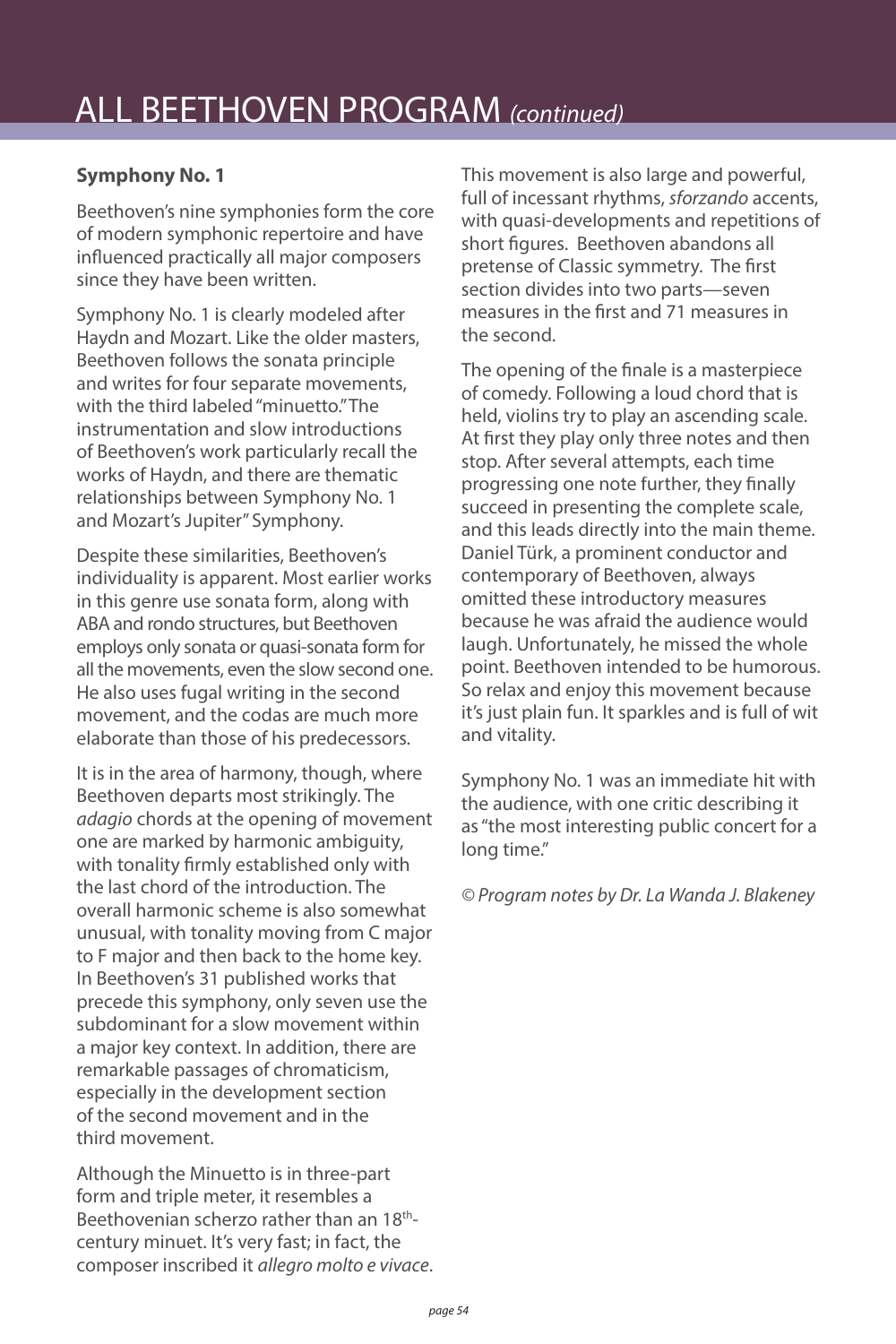# ALL BEETHOVEN PROGRAM *(continued)*

**Symphony No. 1**

Beethoven's nine symphonies form the core of modern symphonic repertoire and have influenced practically all major composers since they have been written.

Symphony No. 1 is clearly modeled after Haydn and Mozart. Like the older masters, Beethoven follows the sonata principle and writes for four separate movements, with the third labeled "minuetto." The instrumentation and slow introductions of Beethoven's work particularly recall the works of Haydn, and there are thematic relationships between Symphony No. 1 and Mozart's Jupiter" Symphony.

Despite these similarities, Beethoven's individuality is apparent. Most earlier works in this genre use sonata form, along with ABA and rondo structures, but Beethoven employs only sonata or quasi-sonata form for all the movements, even the slow second one. He also uses fugal writing in the second movement, and the codas are much more elaborate than those of his predecessors.

It is in the area of harmony, though, where Beethoven departs most strikingly. The *adagio* chords at the opening of movement one are marked by harmonic ambiguity, with tonality firmly established only with the last chord of the introduction. The overall harmonic scheme is also somewhat unusual, with tonality moving from C major to F major and then back to the home key. In Beethoven's 31 published works that precede this symphony, only seven use the subdominant for a slow movement within a major key context. In addition, there are remarkable passages of chromaticism, especially in the development section of the second movement and in the third movement.

Although the Minuetto is in three-part form and triple meter, it resembles a Beethovenian scherzo rather than an 18th-century minuet. It's very fast; in fact, the composer inscribed it *allegro molto e vivace*. This movement is also large and powerful, full of incessant rhythms, *sforzando* accents, with quasi-developments and repetitions of short figures. Beethoven abandons all pretense of Classic symmetry. The first section divides into two parts—seven measures in the first and 71 measures in the second.

The opening of the finale is a masterpiece of comedy. Following a loud chord that is held, violins try to play an ascending scale. At first they play only three notes and then stop. After several attempts, each time progressing one note further, they finally succeed in presenting the complete scale, and this leads directly into the main theme. Daniel Türk, a prominent conductor and contemporary of Beethoven, always omitted these introductory measures because he was afraid the audience would laugh. Unfortunately, he missed the whole point. Beethoven intended to be humorous. So relax and enjoy this movement because it's just plain fun. It sparkles and is full of wit and vitality.

Symphony No. 1 was an immediate hit with the audience, with one critic describing it as "the most interesting public concert for a long time."

*© Program notes by Dr. La Wanda J. Blakeney*